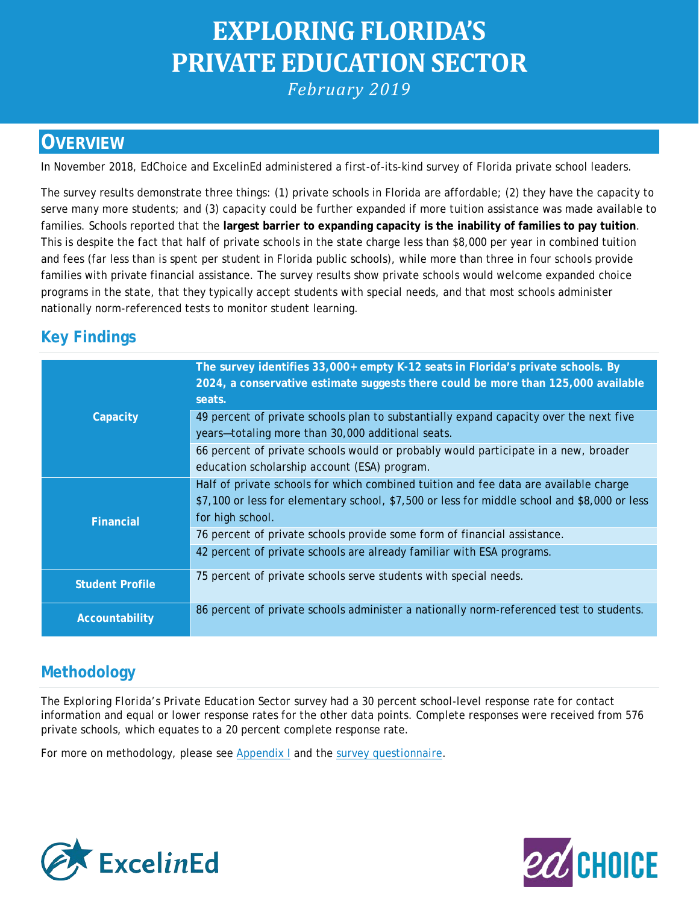# EXPLORING FLORIDA'S PRIVATE EDUCATION SECTOR

*February 2019*

## OVERVIEW

In November 2018, EdChoice and ExcelinEd administered a first-of-its-kind survey of Florida private school leaders.

The survey results demonstrate three things: (1) private schools in Florida are affordable; (2) they have the capacity to serve many more students; and (3) capacity could be further expanded if more tuition assistance was made available to families. Schools reported that the **largest barrier to expanding capacity is the inability of families to pay tuition**. This is despite the fact that half of private schools in the state charge less than $8,000 per year in combined tuition and fees (far less than is spent per student in Florida public schools), while more than three in four schools provide families with private financial assistance. The survey results show private schools would welcome expanded choice programs in the state, that they typically accept students with special needs, and that most schools administer nationally norm-referenced tests to monitor student learning.

## Key Findings

| | |
|---|---|
| **Capacity** | **The survey identifies 33,000+ empty K-12 seats in Florida's private schools. By 2024, a conservative estimate suggests there could be more than 125,000 available seats.** |
| | 49 percent of private schools plan to substantially expand capacity over the next five years—totaling more than 30,000 additional seats. |
| | 66 percent of private schools would or probably would participate in a new, broader education scholarship account (ESA) program. |
| **Financial** | Half of private schools for which combined tuition and fee data are available charge $7,100 or less for elementary school, $7,500 or less for middle school and $8,000 or less for high school. |
| | 76 percent of private schools provide some form of financial assistance. |
| | 42 percent of private schools are already familiar with ESA programs. |
| **Student Profile** | 75 percent of private schools serve students with special needs. |
| **Accountability** | 86 percent of private schools administer a nationally norm-referenced test to students. |

## Methodology

The Exploring Florida's Private Education Sector survey had a 30 percent school-level response rate for contact information and equal or lower response rates for the other data points. Complete responses were received from 576 private schools, which equates to a 20 percent complete response rate.

For more on methodology, please see Appendix I and the survey questionnaire.

ExcelinEd

edCHOICE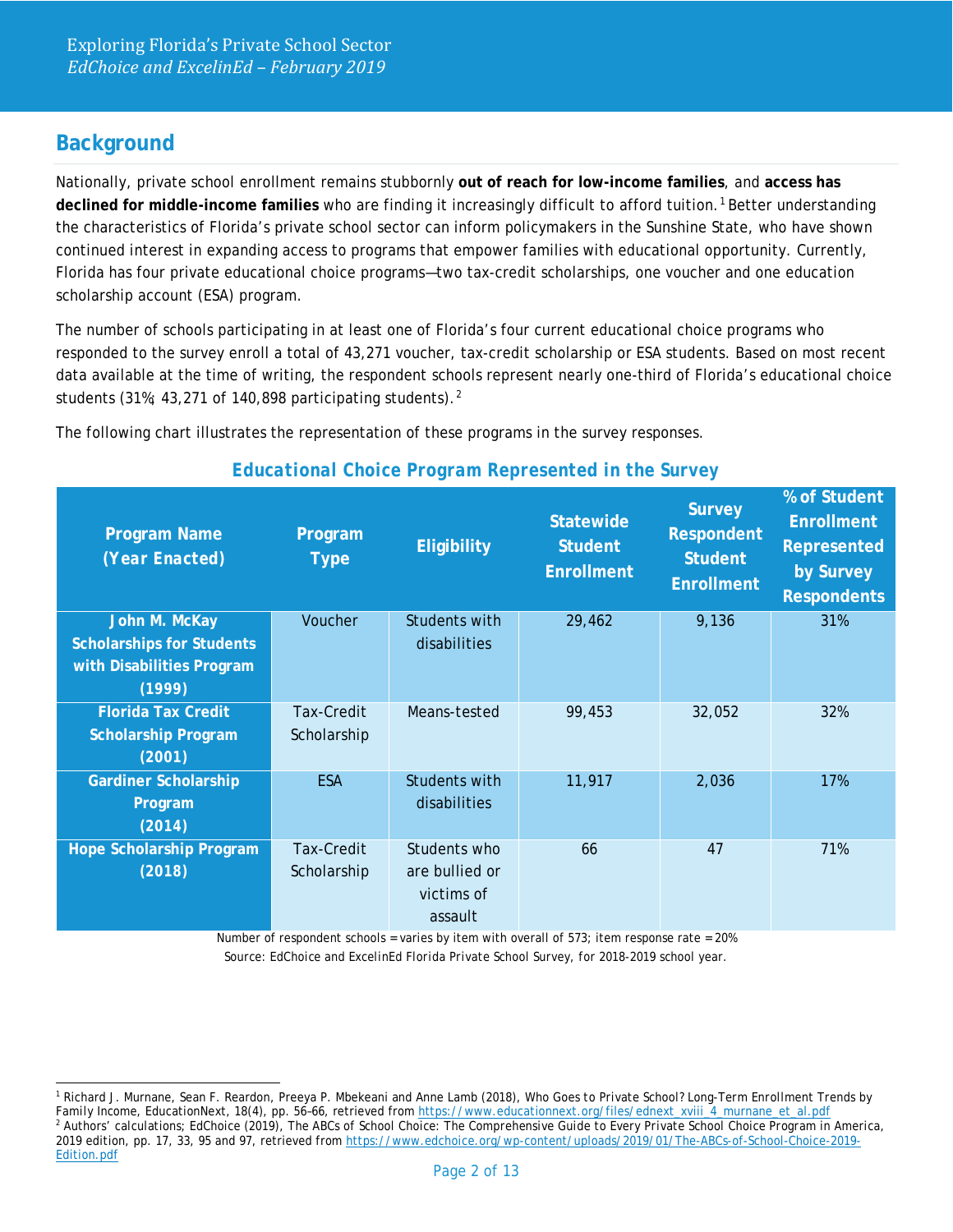## Background

Nationally, private school enrollment remains stubbornly **out of reach for low-income families**, and **access has declined for middle-income families** who are finding it increasingly difficult to afford tuition.[1] Better understanding the characteristics of Florida's private school sector can inform policymakers in the Sunshine State, who have shown continued interest in expanding access to programs that empower families with educational opportunity. Currently, Florida has four private educational choice programs—two tax-credit scholarships, one voucher and one education scholarship account (ESA) program.

The number of schools participating in at least one of Florida's four current educational choice programs who responded to the survey enroll a total of 43,271 voucher, tax-credit scholarship or ESA students. Based on most recent data available at the time of writing, the respondent schools represent nearly one-third of Florida's educational choice students (31%; 43,271 of 140,898 participating students).[2]

The following chart illustrates the representation of these programs in the survey responses.

### Educational Choice Program Represented in the Survey

| Program Name (Year Enacted) | Program Type | Eligibility | Statewide Student Enrollment | Survey Respondent Student Enrollment | % of Student Enrollment Represented by Survey Respondents |
|---|---|---|---|---|---|
| **John M. McKay Scholarships for Students with Disabilities Program (1999)** | Voucher | Students with disabilities | 29,462 | 9,136 | 31% |
| **Florida Tax Credit Scholarship Program (2001)** | Tax-Credit Scholarship | Means-tested | 99,453 | 32,052 | 32% |
| **Gardiner Scholarship Program (2014)** | ESA | Students with disabilities | 11,917 | 2,036 | 17% |
| **Hope Scholarship Program (2018)** | Tax-Credit Scholarship | Students who are bullied or victims of assault | 66 | 47 | 71% |

Number of respondent schools = varies by item with overall of 573; item response rate = 20%

Source: EdChoice and ExcelinEd Florida Private School Survey, for 2018-2019 school year.

---

[1] Richard J. Murnane, Sean F. Reardon, Preeya P. Mbekeani and Anne Lamb (2018), Who Goes to Private School? Long-Term Enrollment Trends by Family Income, EducationNext, 18(4), pp. 56–66, retrieved from https://www.educationnext.org/files/ednext_xviii_4_murnane_et_al.pdf

[2] Authors' calculations; EdChoice (2019), The ABCs of School Choice: The Comprehensive Guide to Every Private School Choice Program in America, 2019 edition, pp. 17, 33, 95 and 97, retrieved from https://www.edchoice.org/wp-content/uploads/2019/01/The-ABCs-of-School-Choice-2019-Edition.pdf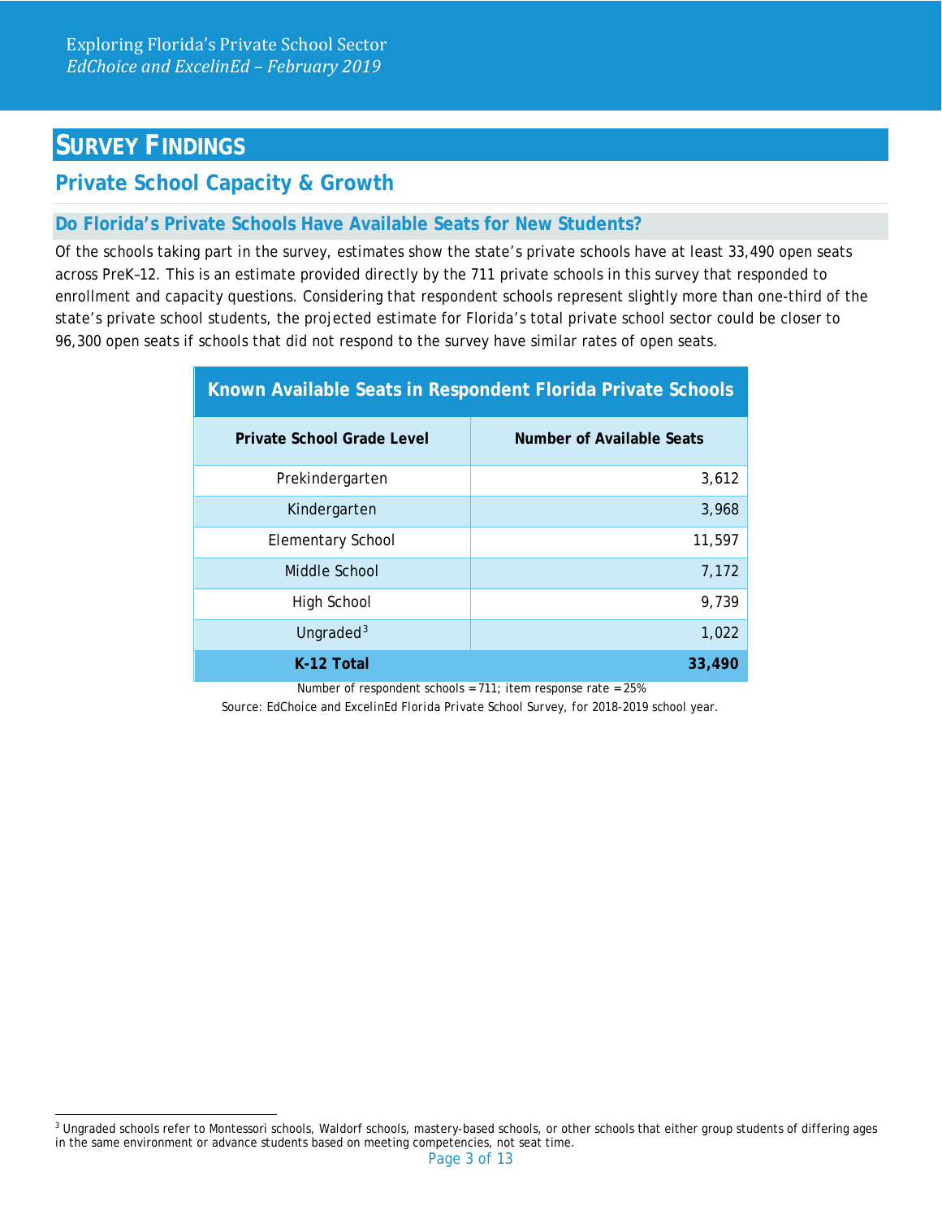# SURVEY FINDINGS

## Private School Capacity & Growth

### Do Florida's Private Schools Have Available Seats for New Students?

Of the schools taking part in the survey, estimates show the state's private schools have at least 33,490 open seats across PreK–12. This is an estimate provided directly by the 711 private schools in this survey that responded to enrollment and capacity questions. Considering that respondent schools represent slightly more than one-third of the state's private school students, the projected estimate for Florida's total private school sector could be closer to 96,300 open seats if schools that did not respond to the survey have similar rates of open seats.

**Known Available Seats in Respondent Florida Private Schools**

| Private School Grade Level | Number of Available Seats |
|---|---|
| Prekindergarten | 3,612 |
| Kindergarten | 3,968 |
| Elementary School | 11,597 |
| Middle School | 7,172 |
| High School | 9,739 |
| Ungraded[3] | 1,022 |
| **K-12 Total** | **33,490** |

Number of respondent schools = 711; item response rate = 25%

Source: EdChoice and ExcelinEd Florida Private School Survey, for 2018-2019 school year.

[3] Ungraded schools refer to Montessori schools, Waldorf schools, mastery-based schools, or other schools that either group students of differing ages in the same environment or advance students based on meeting competencies, not seat time.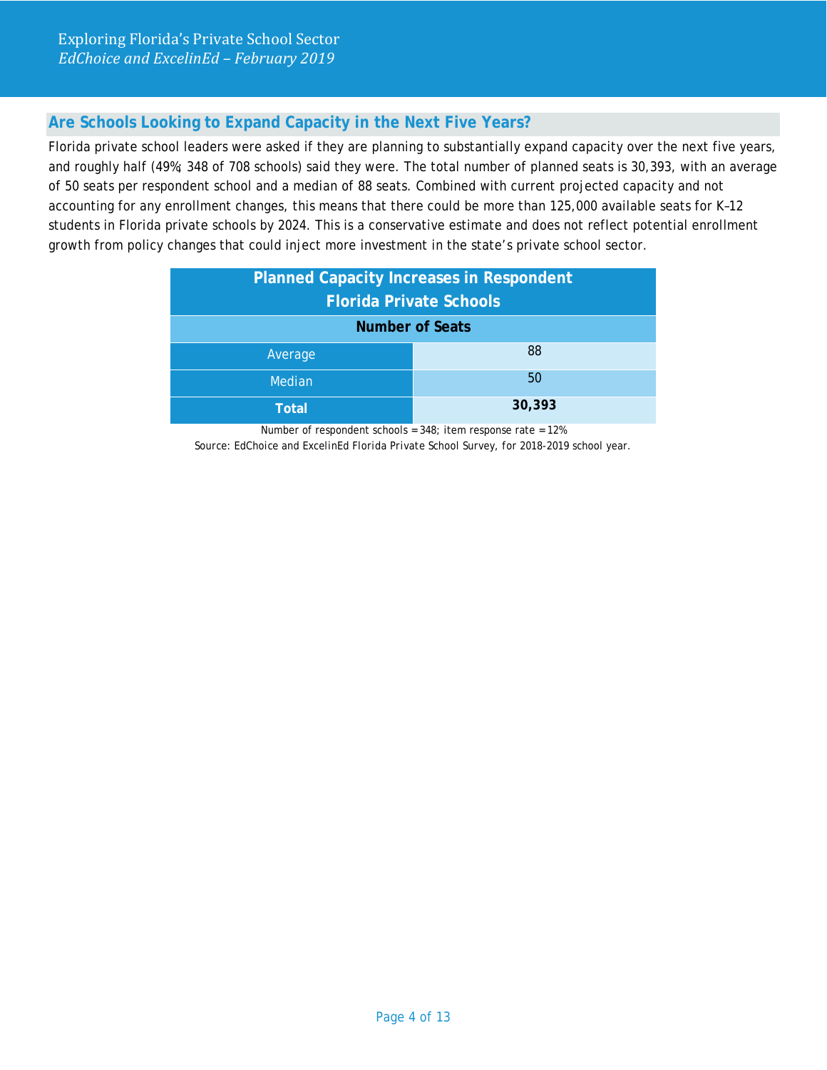## Are Schools Looking to Expand Capacity in the Next Five Years?

Florida private school leaders were asked if they are planning to substantially expand capacity over the next five years, and roughly half (49%; 348 of 708 schools) said they were. The total number of planned seats is 30,393, with an average of 50 seats per respondent school and a median of 88 seats. Combined with current projected capacity and not accounting for any enrollment changes, this means that there could be more than 125,000 available seats for K–12 students in Florida private schools by 2024. This is a conservative estimate and does not reflect potential enrollment growth from policy changes that could inject more investment in the state's private school sector.

**Planned Capacity Increases in Respondent Florida Private Schools**

| | Number of Seats |
|---|---|
| Average | 88 |
| Median | 50 |
| **Total** | **30,393** |

Number of respondent schools = 348; item response rate = 12%

Source: EdChoice and ExcelinEd Florida Private School Survey, for 2018-2019 school year.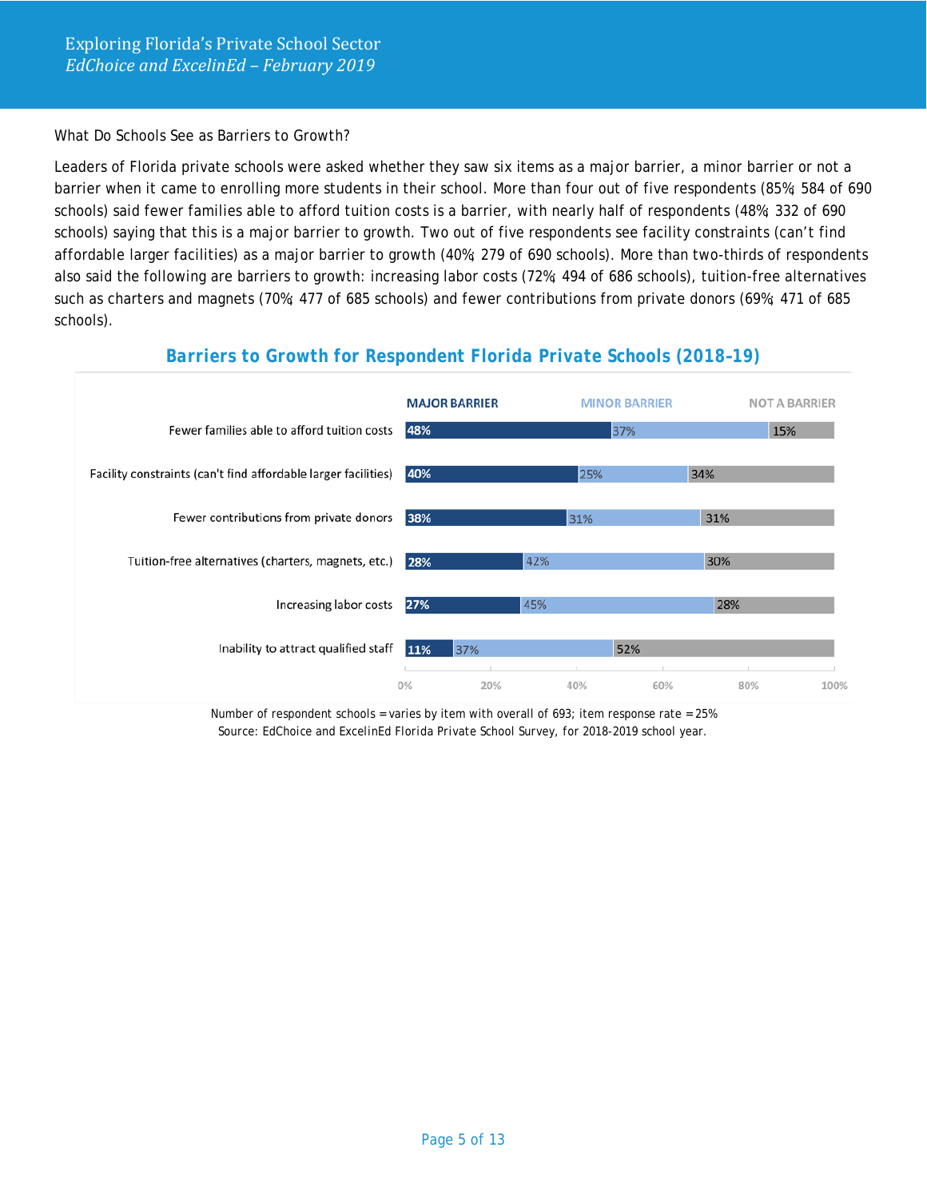## What Do Schools See as Barriers to Growth?

Leaders of Florida private schools were asked whether they saw six items as a major barrier, a minor barrier or not a barrier when it came to enrolling more students in their school. More than four out of five respondents (85%; 584 of 690 schools) said fewer families able to afford tuition costs is a barrier, with nearly half of respondents (48%; 332 of 690 schools) saying that this is a major barrier to growth. Two out of five respondents see facility constraints (can't find affordable larger facilities) as a major barrier to growth (40%; 279 of 690 schools). More than two-thirds of respondents also said the following are barriers to growth: increasing labor costs (72%; 494 of 686 schools), tuition-free alternatives such as charters and magnets (70%; 477 of 685 schools) and fewer contributions from private donors (69%; 471 of 685 schools).

### Barriers to Growth for Respondent Florida Private Schools (2018-19)

| | MAJOR BARRIER | MINOR BARRIER | NOT A BARRIER |
|---|---|---|---|
| Fewer families able to afford tuition costs | 48% | 37% | 15% |
| Facility constraints (can't find affordable larger facilities) | 40% | 25% | 34% |
| Fewer contributions from private donors | 38% | 31% | 31% |
| Tuition-free alternatives (charters, magnets, etc.) | 28% | 42% | 30% |
| Increasing labor costs | 27% | 45% | 28% |
| Inability to attract qualified staff | 11% | 37% | 52% |

Number of respondent schools = varies by item with overall of 693; item response rate = 25%
Source: EdChoice and ExcelinEd Florida Private School Survey, for 2018-2019 school year.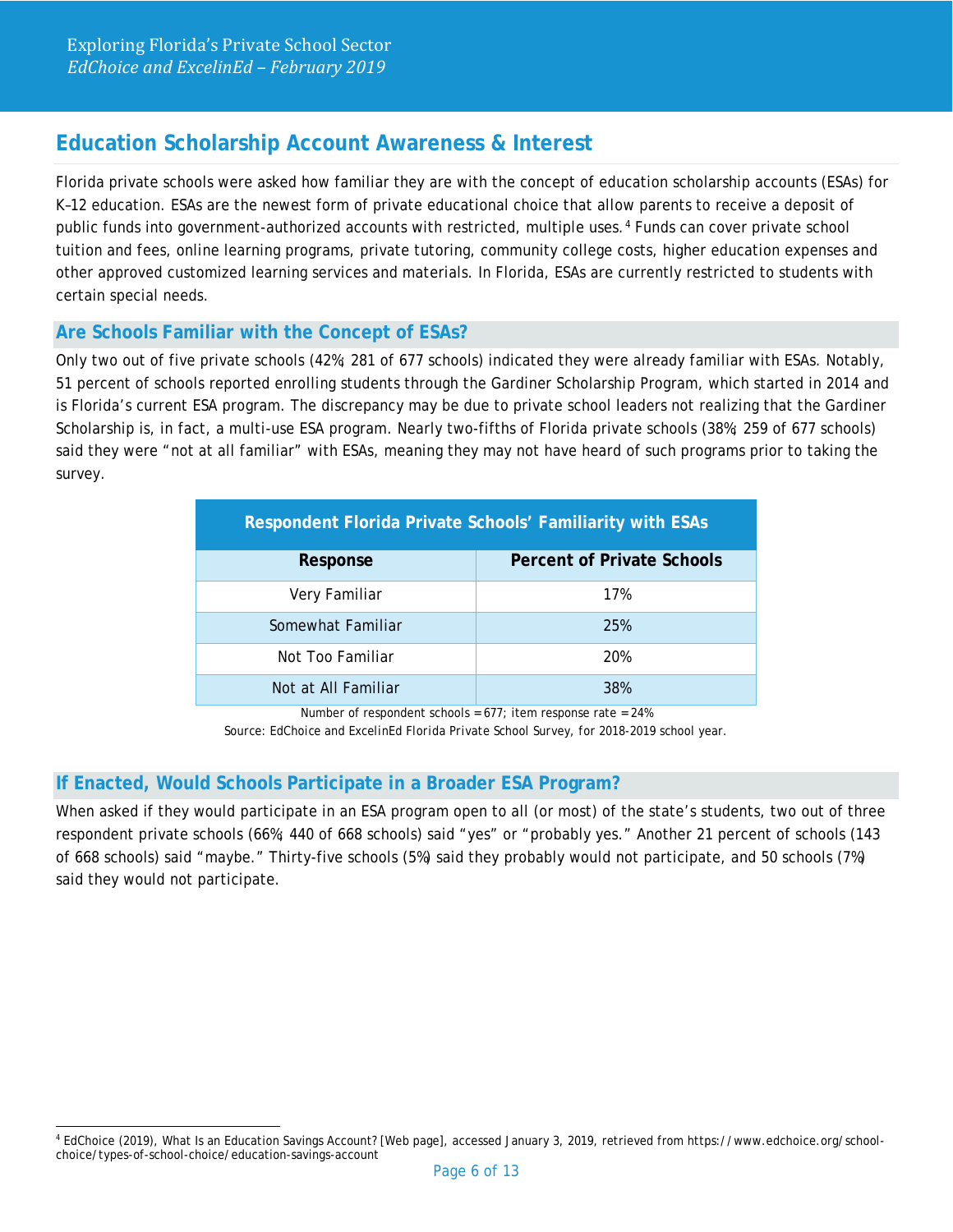## Education Scholarship Account Awareness & Interest

Florida private schools were asked how familiar they are with the concept of education scholarship accounts (ESAs) for K–12 education. ESAs are the newest form of private educational choice that allow parents to receive a deposit of public funds into government-authorized accounts with restricted, multiple uses.[4] Funds can cover private school tuition and fees, online learning programs, private tutoring, community college costs, higher education expenses and other approved customized learning services and materials. In Florida, ESAs are currently restricted to students with certain special needs.

### Are Schools Familiar with the Concept of ESAs?

Only two out of five private schools (42%; 281 of 677 schools) indicated they were already familiar with ESAs. Notably, 51 percent of schools reported enrolling students through the Gardiner Scholarship Program, which started in 2014 and is Florida's current ESA program. The discrepancy may be due to private school leaders not realizing that the Gardiner Scholarship is, in fact, a multi-use ESA program. Nearly two-fifths of Florida private schools (38%; 259 of 677 schools) said they were "not at all familiar" with ESAs, meaning they may not have heard of such programs prior to taking the survey.

**Respondent Florida Private Schools' Familiarity with ESAs**

| Response | Percent of Private Schools |
|---|---|
| Very Familiar | 17% |
| Somewhat Familiar | 25% |
| Not Too Familiar | 20% |
| Not at All Familiar | 38% |

Number of respondent schools = 677; item response rate = 24%

Source: EdChoice and ExcelinEd Florida Private School Survey, for 2018-2019 school year.

### If Enacted, Would Schools Participate in a Broader ESA Program?

When asked if they would participate in an ESA program open to all (or most) of the state's students, two out of three respondent private schools (66%; 440 of 668 schools) said "yes" or "probably yes." Another 21 percent of schools (143 of 668 schools) said "maybe." Thirty-five schools (5%) said they probably would not participate, and 50 schools (7%) said they would not participate.

[4] EdChoice (2019), What Is an Education Savings Account? [Web page], accessed January 3, 2019, retrieved from https://www.edchoice.org/school-choice/types-of-school-choice/education-savings-account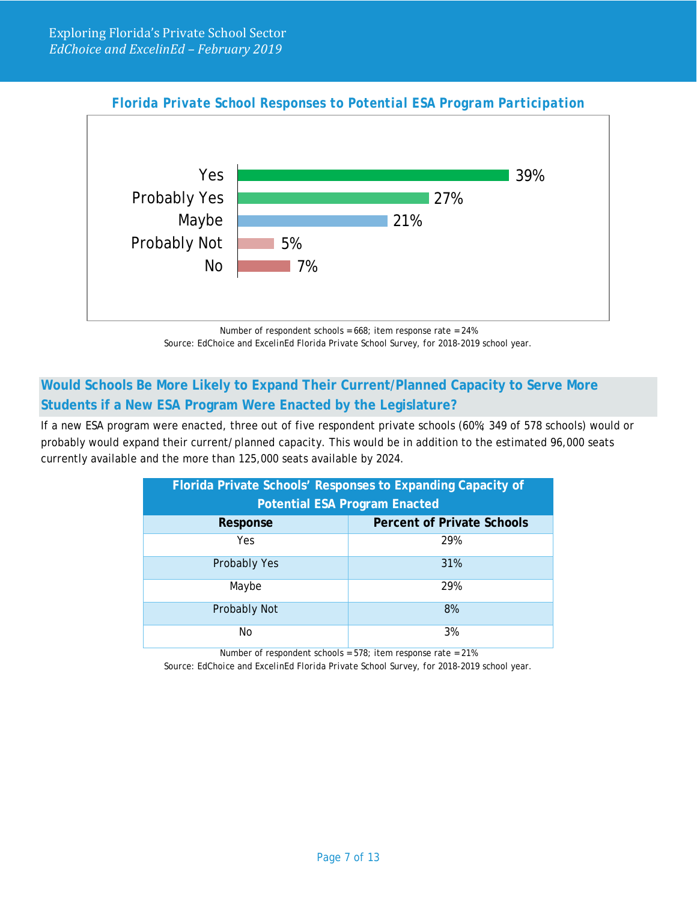**Florida Private School Responses to Potential ESA Program Participation**

| Response | Percent |
|---|---|
| Yes | 39% |
| Probably Yes | 27% |
| Maybe | 21% |
| Probably Not | 5% |
| No | 7% |

Number of respondent schools = 668; item response rate = 24%
Source: EdChoice and ExcelinEd Florida Private School Survey, for 2018-2019 school year.

## Would Schools Be More Likely to Expand Their Current/Planned Capacity to Serve More Students if a New ESA Program Were Enacted by the Legislature?

If a new ESA program were enacted, three out of five respondent private schools (60%; 349 of 578 schools) would or probably would expand their current/planned capacity. This would be in addition to the estimated 96,000 seats currently available and the more than 125,000 seats available by 2024.

**Florida Private Schools' Responses to Expanding Capacity of Potential ESA Program Enacted**

| Response | Percent of Private Schools |
|---|---|
| Yes | 29% |
| Probably Yes | 31% |
| Maybe | 29% |
| Probably Not | 8% |
| No | 3% |

Number of respondent schools = 578; item response rate = 21%
Source: EdChoice and ExcelinEd Florida Private School Survey, for 2018-2019 school year.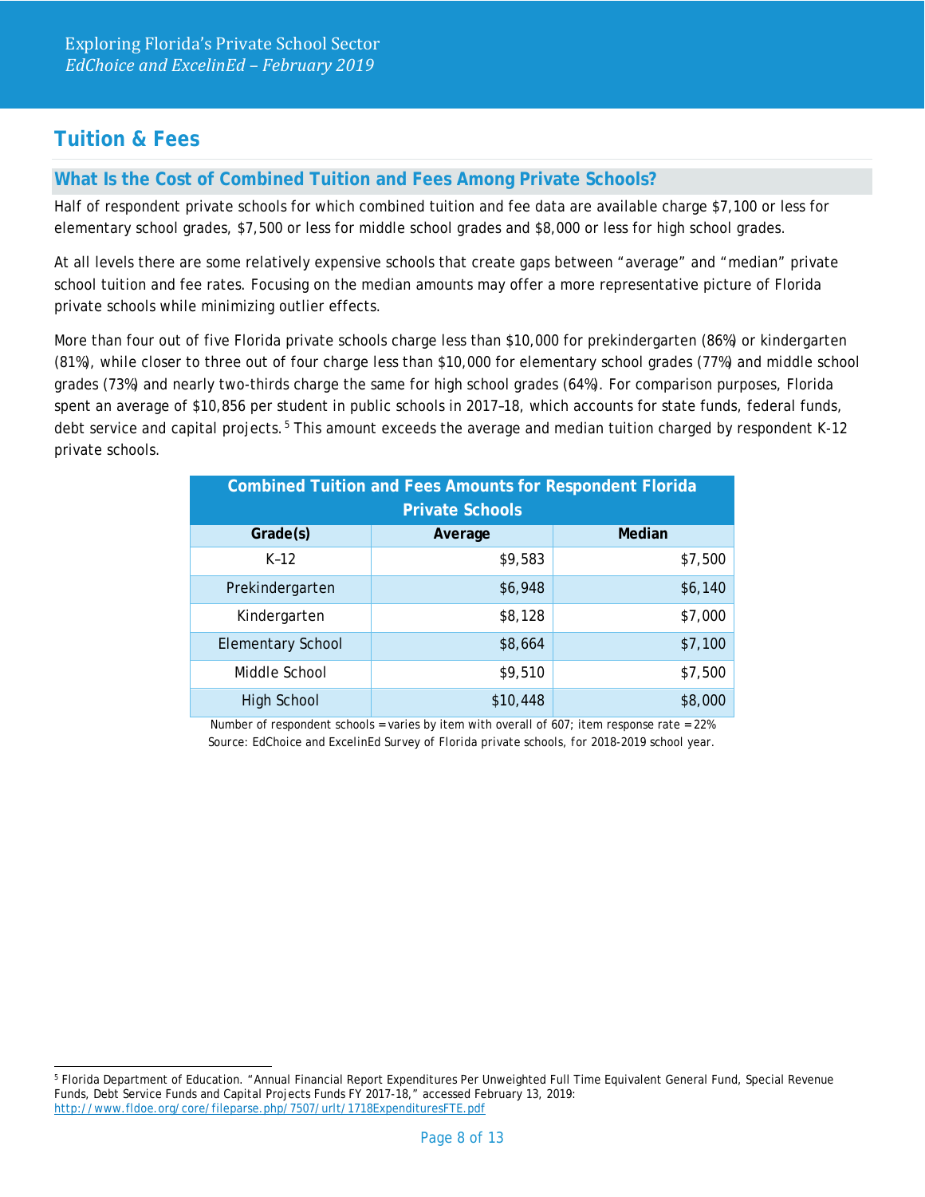## Tuition & Fees

### What Is the Cost of Combined Tuition and Fees Among Private Schools?

Half of respondent private schools for which combined tuition and fee data are available charge $7,100 or less for elementary school grades, $7,500 or less for middle school grades and $8,000 or less for high school grades.

At all levels there are some relatively expensive schools that create gaps between "average" and "median" private school tuition and fee rates. Focusing on the median amounts may offer a more representative picture of Florida private schools while minimizing outlier effects.

More than four out of five Florida private schools charge less than $10,000 for prekindergarten (86%) or kindergarten (81%), while closer to three out of four charge less than $10,000 for elementary school grades (77%) and middle school grades (73%) and nearly two-thirds charge the same for high school grades (64%). For comparison purposes, Florida spent an average of $10,856 per student in public schools in 2017–18, which accounts for state funds, federal funds, debt service and capital projects.[5] This amount exceeds the average and median tuition charged by respondent K-12 private schools.

**Combined Tuition and Fees Amounts for Respondent Florida Private Schools**

| Grade(s) | Average | Median |
|---|---|---|
| K–12 | $9,583 | $7,500 |
| Prekindergarten | $6,948 | $6,140 |
| Kindergarten | $8,128 | $7,000 |
| Elementary School | $8,664 | $7,100 |
| Middle School | $9,510 | $7,500 |
| High School | $10,448 | $8,000 |

Number of respondent schools = varies by item with overall of 607; item response rate = 22%
Source: EdChoice and ExcelinEd Survey of Florida private schools, for 2018-2019 school year.

[5] Florida Department of Education. "Annual Financial Report Expenditures Per Unweighted Full Time Equivalent General Fund, Special Revenue Funds, Debt Service Funds and Capital Projects Funds FY 2017-18," accessed February 13, 2019: http://www.fldoe.org/core/fileparse.php/7507/urlt/1718ExpendituresFTE.pdf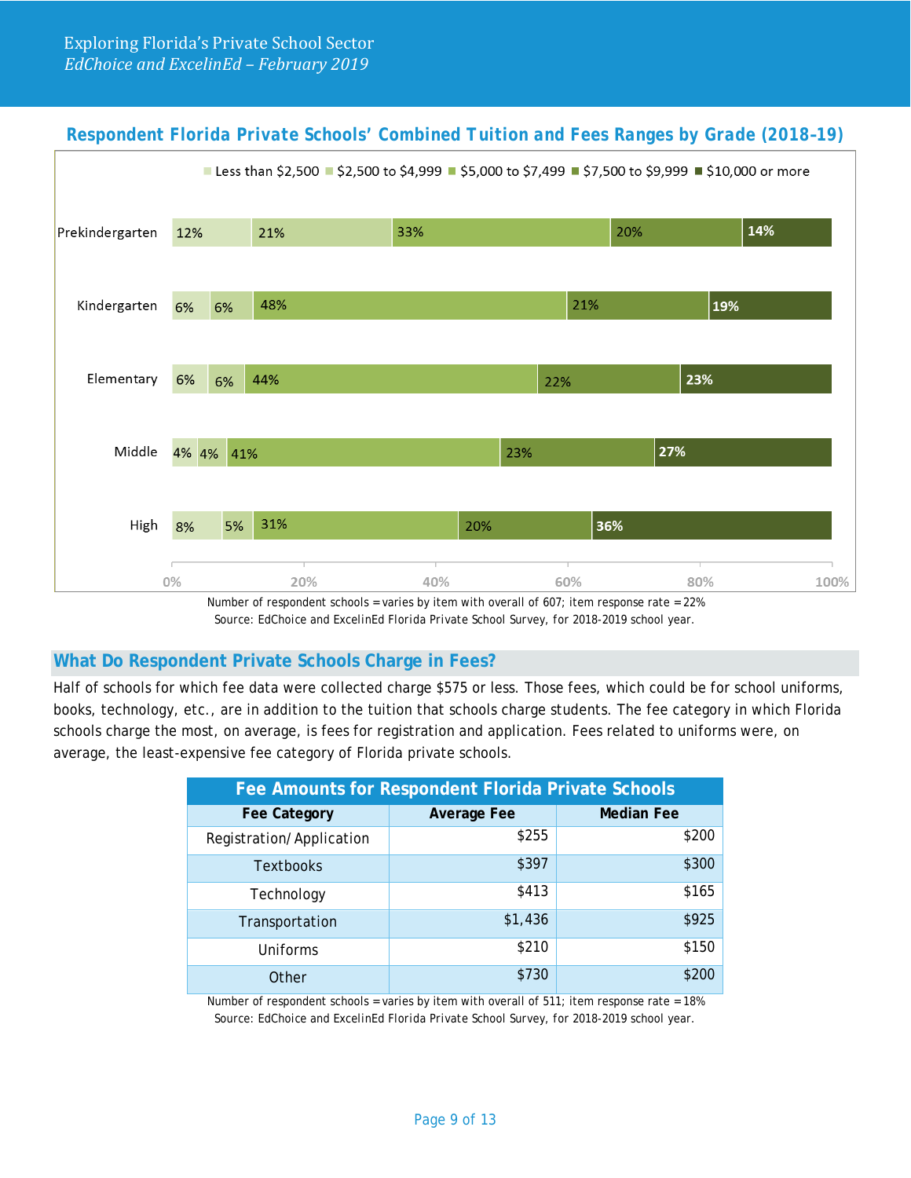## Respondent Florida Private Schools' Combined Tuition and Fees Ranges by Grade (2018-19)

| Grade | Less than $2,500 | $2,500 to $4,999 | $5,000 to $7,499 | $7,500 to $9,999 | $10,000 or more |
|---|---|---|---|---|---|
| Prekindergarten | 12% | 21% | 33% | 20% | 14% |
| Kindergarten | 6% | 6% | 48% | 21% | 19% |
| Elementary | 6% | 6% | 44% | 22% | 23% |
| Middle | 4% | 4% | 41% | 23% | 27% |
| High | 8% | 5% | 31% | 20% | 36% |

Number of respondent schools = varies by item with overall of 607; item response rate = 22%
Source: EdChoice and ExcelinEd Florida Private School Survey, for 2018-2019 school year.

## What Do Respondent Private Schools Charge in Fees?

Half of schools for which fee data were collected charge $575 or less. Those fees, which could be for school uniforms, books, technology, etc., are in addition to the tuition that schools charge students. The fee category in which Florida schools charge the most, on average, is fees for registration and application. Fees related to uniforms were, on average, the least-expensive fee category of Florida private schools.

**Fee Amounts for Respondent Florida Private Schools**

| Fee Category | Average Fee | Median Fee |
|---|---|---|
| Registration/Application | $255 | $200 |
| Textbooks | $397 | $300 |
| Technology | $413 | $165 |
| Transportation | $1,436 | $925 |
| Uniforms | $210 | $150 |
| Other | $730 | $200 |

Number of respondent schools = varies by item with overall of 511; item response rate = 18%
Source: EdChoice and ExcelinEd Florida Private School Survey, for 2018-2019 school year.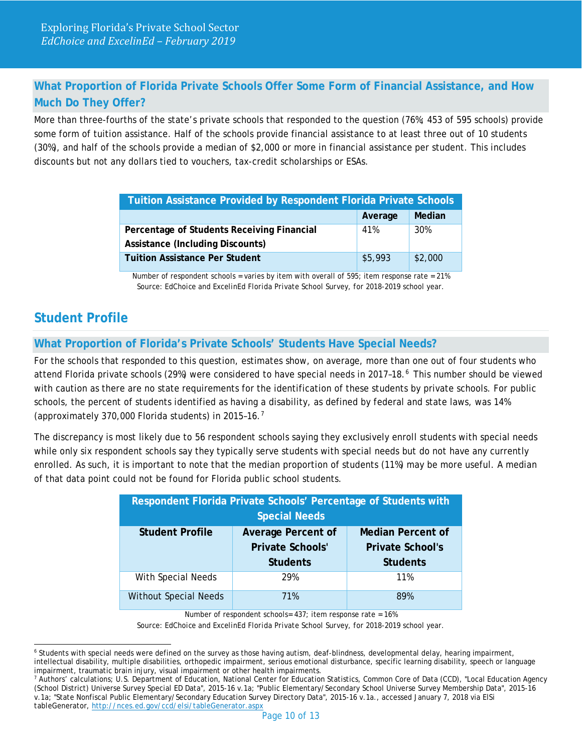## What Proportion of Florida Private Schools Offer Some Form of Financial Assistance, and How Much Do They Offer?

More than three-fourths of the state's private schools that responded to the question (76%; 453 of 595 schools) provide some form of tuition assistance. Half of the schools provide financial assistance to at least three out of 10 students (30%), and half of the schools provide a median of $2,000 or more in financial assistance per student. This includes discounts but not any dollars tied to vouchers, tax-credit scholarships or ESAs.

| Tuition Assistance Provided by Respondent Florida Private Schools | | |
|---|---|---|
| | Average | Median |
| **Percentage of Students Receiving Financial Assistance (Including Discounts)** | 41% | 30% |
| **Tuition Assistance Per Student** | $5,993 | $2,000 |

Number of respondent schools = varies by item with overall of 595; item response rate = 21%
Source: EdChoice and ExcelinEd Florida Private School Survey, for 2018-2019 school year.

# Student Profile

## What Proportion of Florida's Private Schools' Students Have Special Needs?

For the schools that responded to this question, estimates show, on average, more than one out of four students who attend Florida private schools (29%) were considered to have special needs in 2017–18.[6] This number should be viewed with caution as there are no state requirements for the identification of these students by private schools. For public schools, the percent of students identified as having a disability, as defined by federal and state laws, was 14% (approximately 370,000 Florida students) in 2015–16.[7]

The discrepancy is most likely due to 56 respondent schools saying they exclusively enroll students with special needs while only six respondent schools say they typically serve students with special needs but do not have any currently enrolled. As such, it is important to note that the median proportion of students (11%) may be more useful. A median of that data point could not be found for Florida public school students.

| Respondent Florida Private Schools' Percentage of Students with Special Needs | | |
|---|---|---|
| **Student Profile** | **Average Percent of Private Schools' Students** | **Median Percent of Private School's Students** |
| With Special Needs | 29% | 11% |
| Without Special Needs | 71% | 89% |

Number of respondent schools= 437; item response rate = 16%
Source: EdChoice and ExcelinEd Florida Private School Survey, for 2018-2019 school year.

---

[6] Students with special needs were defined on the survey as those having autism, deaf-blindness, developmental delay, hearing impairment, intellectual disability, multiple disabilities, orthopedic impairment, serious emotional disturbance, specific learning disability, speech or language impairment, traumatic brain injury, visual impairment or other health impairments.

[7] Authors' calculations; U.S. Department of Education, National Center for Education Statistics, Common Core of Data (CCD), "Local Education Agency (School District) Universe Survey Special ED Data", 2015-16 v.1a; "Public Elementary/Secondary School Universe Survey Membership Data", 2015-16 v.1a; "State Nonfiscal Public Elementary/Secondary Education Survey Directory Data", 2015-16 v.1a., accessed January 7, 2018 via ElSi tableGenerator, http://nces.ed.gov/ccd/elsi/tableGenerator.aspx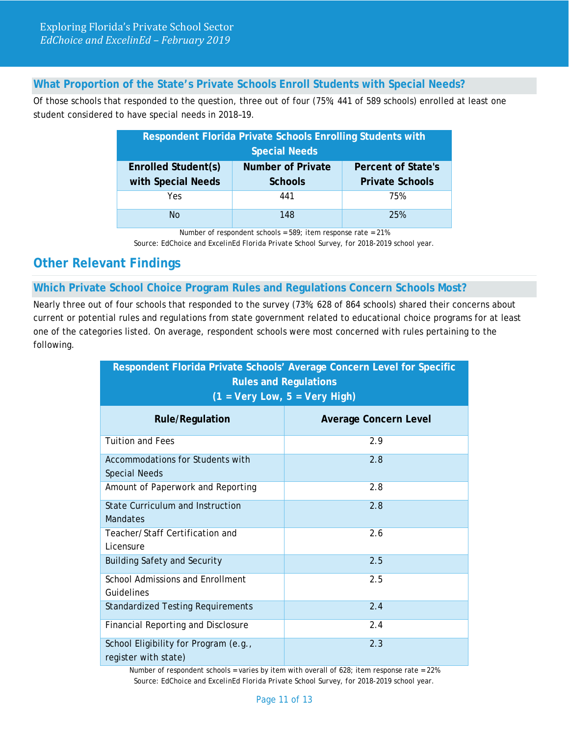## What Proportion of the State's Private Schools Enroll Students with Special Needs?

Of those schools that responded to the question, three out of four (75%; 441 of 589 schools) enrolled at least one student considered to have special needs in 2018–19.

| Respondent Florida Private Schools Enrolling Students with Special Needs | | |
|---|---|---|
| Enrolled Student(s) with Special Needs | Number of Private Schools | Percent of State's Private Schools |
| Yes | 441 | 75% |
| No | 148 | 25% |

Number of respondent schools = 589; item response rate = 21%
Source: EdChoice and ExcelinEd Florida Private School Survey, for 2018-2019 school year.

# Other Relevant Findings

## Which Private School Choice Program Rules and Regulations Concern Schools Most?

Nearly three out of four schools that responded to the survey (73%; 628 of 864 schools) shared their concerns about current or potential rules and regulations from state government related to educational choice programs for at least one of the categories listed. On average, respondent schools were most concerned with rules pertaining to the following.

| Respondent Florida Private Schools' Average Concern Level for Specific Rules and Regulations (1 = Very Low, 5 = Very High) | |
|---|---|
| Rule/Regulation | Average Concern Level |
| Tuition and Fees | 2.9 |
| Accommodations for Students with Special Needs | 2.8 |
| Amount of Paperwork and Reporting | 2.8 |
| State Curriculum and Instruction Mandates | 2.8 |
| Teacher/Staff Certification and Licensure | 2.6 |
| Building Safety and Security | 2.5 |
| School Admissions and Enrollment Guidelines | 2.5 |
| Standardized Testing Requirements | 2.4 |
| Financial Reporting and Disclosure | 2.4 |
| School Eligibility for Program (e.g., register with state) | 2.3 |

Number of respondent schools = varies by item with overall of 628; item response rate = 22%
Source: EdChoice and ExcelinEd Florida Private School Survey, for 2018-2019 school year.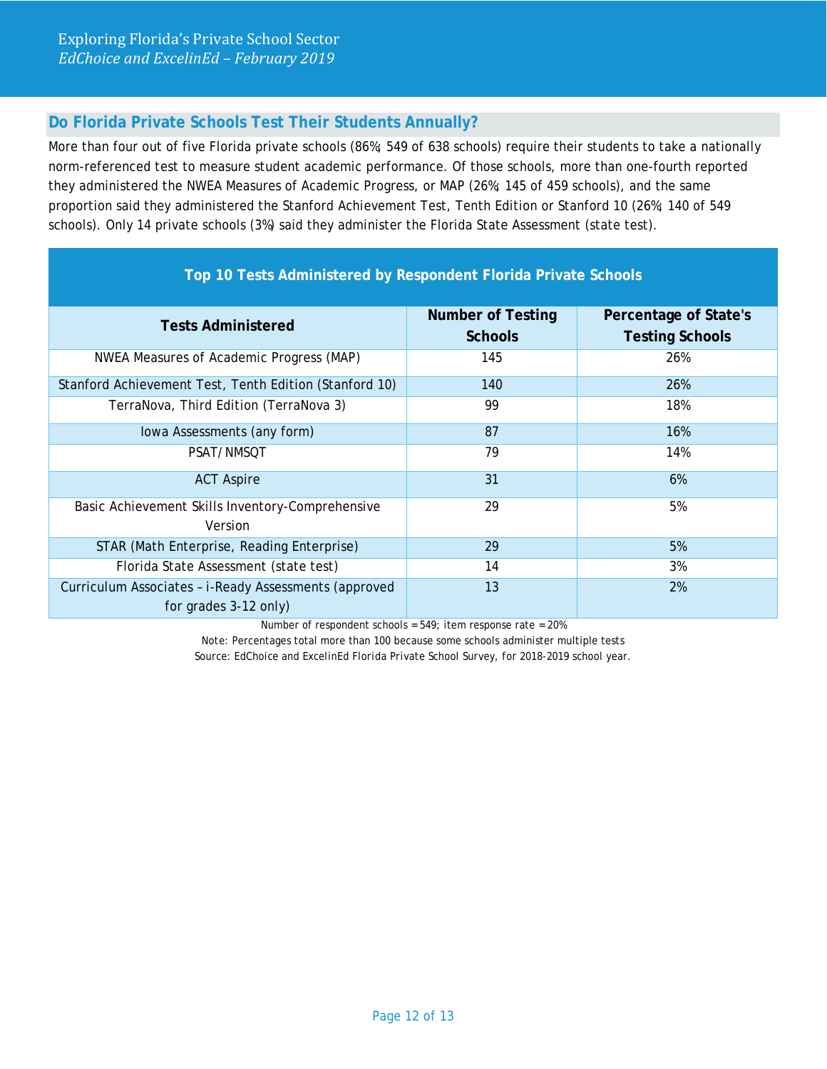## Do Florida Private Schools Test Their Students Annually?

More than four out of five Florida private schools (86%; 549 of 638 schools) require their students to take a nationally norm-referenced test to measure student academic performance. Of those schools, more than one-fourth reported they administered the NWEA Measures of Academic Progress, or MAP (26%; 145 of 459 schools), and the same proportion said they administered the Stanford Achievement Test, Tenth Edition or Stanford 10 (26%; 140 of 549 schools). Only 14 private schools (3%) said they administer the Florida State Assessment (state test).

**Top 10 Tests Administered by Respondent Florida Private Schools**

| Tests Administered | Number of Testing Schools | Percentage of State's Testing Schools |
|---|---|---|
| NWEA Measures of Academic Progress (MAP) | 145 | 26% |
| Stanford Achievement Test, Tenth Edition (Stanford 10) | 140 | 26% |
| TerraNova, Third Edition (TerraNova 3) | 99 | 18% |
| Iowa Assessments (any form) | 87 | 16% |
| PSAT/NMSQT | 79 | 14% |
| ACT Aspire | 31 | 6% |
| Basic Achievement Skills Inventory-Comprehensive Version | 29 | 5% |
| STAR (Math Enterprise, Reading Enterprise) | 29 | 5% |
| Florida State Assessment (state test) | 14 | 3% |
| Curriculum Associates – i-Ready Assessments (approved for grades 3-12 only) | 13 | 2% |

Number of respondent schools = 549; item response rate = 20%

Note: Percentages total more than 100 because some schools administer multiple tests

Source: EdChoice and ExcelinEd Florida Private School Survey, for 2018-2019 school year.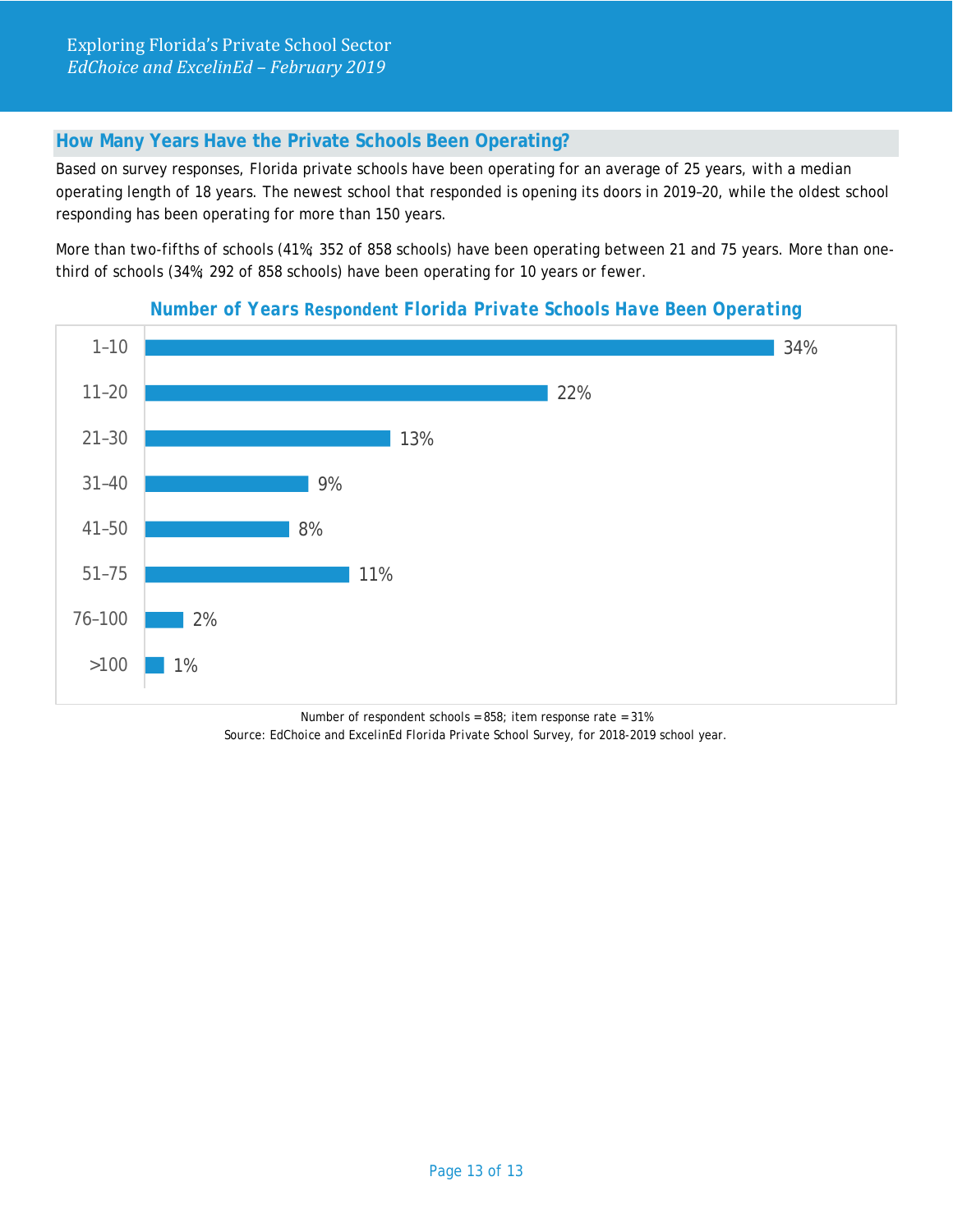## How Many Years Have the Private Schools Been Operating?

Based on survey responses, Florida private schools have been operating for an average of 25 years, with a median operating length of 18 years. The newest school that responded is opening its doors in 2019–20, while the oldest school responding has been operating for more than 150 years.

More than two-fifths of schools (41%; 352 of 858 schools) have been operating between 21 and 75 years. More than one-third of schools (34%; 292 of 858 schools) have been operating for 10 years or fewer.

**Number of Years Respondent Florida Private Schools Have Been Operating**

1–10
34%
11–20
22%
21–30
13%
31–40
9%
41–50
8%
51–75
11%
76–100
2%
>100
1%

Number of respondent schools = 858; item response rate = 31%
Source: EdChoice and ExcelinEd Florida Private School Survey, for 2018-2019 school year.